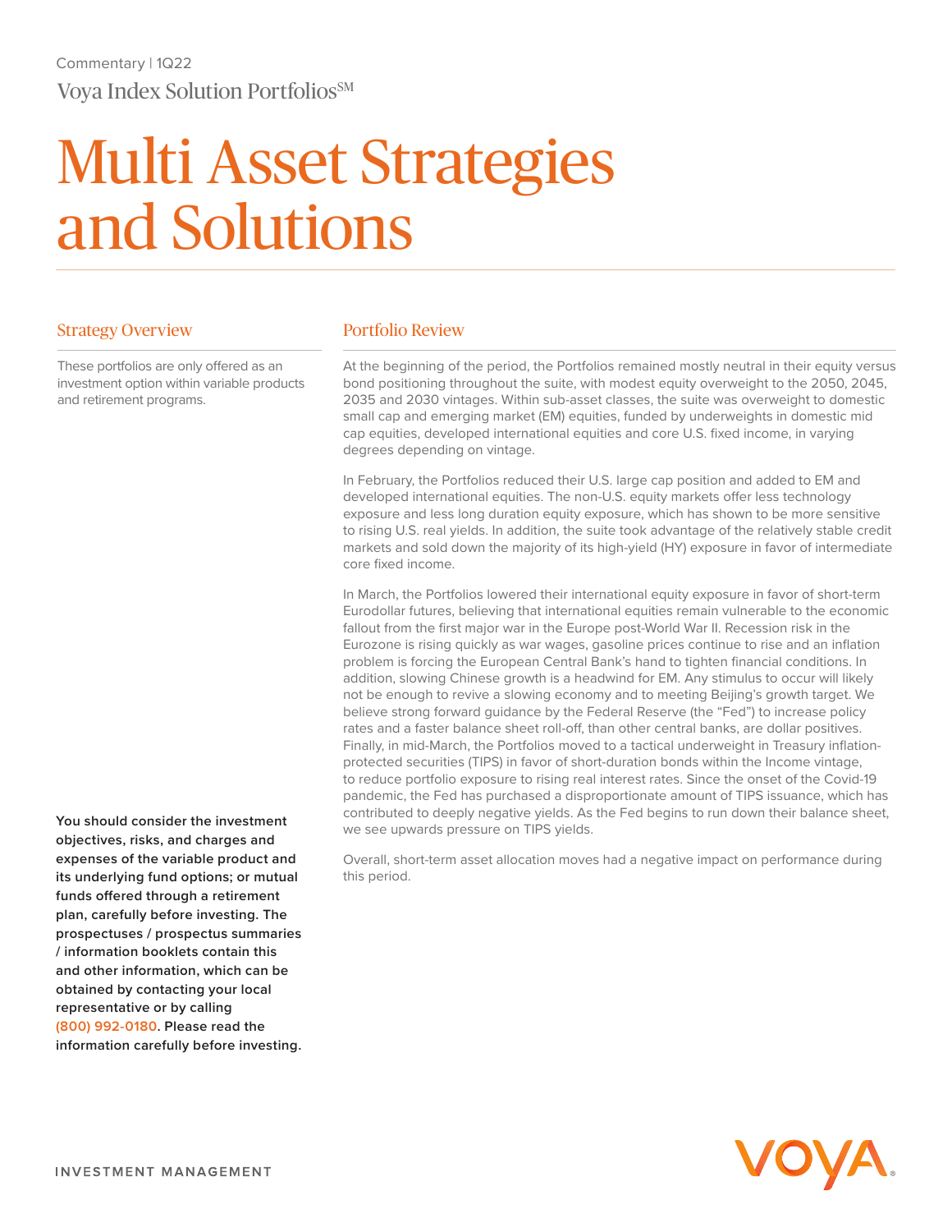Commentary | 1Q22

Voya Index Solution Portfolios℠

# Multi Asset Strategies and Solutions

## Strategy Overview

These portfolios are only offered as an investment option within variable products and retirement programs.

**You should consider the investment objectives, risks, and charges and expenses of the variable product and its underlying fund options; or mutual funds offered through a retirement plan, carefully before investing. The prospectuses / prospectus summaries / information booklets contain this and other information, which can be obtained by contacting your local representative or by calling (800) 992-0180. Please read the information carefully before investing.**

## Portfolio Review

At the beginning of the period, the Portfolios remained mostly neutral in their equity versus bond positioning throughout the suite, with modest equity overweight to the 2050, 2045, 2035 and 2030 vintages. Within sub-asset classes, the suite was overweight to domestic small cap and emerging market (EM) equities, funded by underweights in domestic mid cap equities, developed international equities and core U.S. fixed income, in varying degrees depending on vintage.

In February, the Portfolios reduced their U.S. large cap position and added to EM and developed international equities. The non-U.S. equity markets offer less technology exposure and less long duration equity exposure, which has shown to be more sensitive to rising U.S. real yields. In addition, the suite took advantage of the relatively stable credit markets and sold down the majority of its high-yield (HY) exposure in favor of intermediate core fixed income.

In March, the Portfolios lowered their international equity exposure in favor of short-term Eurodollar futures, believing that international equities remain vulnerable to the economic fallout from the first major war in the Europe post-World War II. Recession risk in the Eurozone is rising quickly as war wages, gasoline prices continue to rise and an inflation problem is forcing the European Central Bank's hand to tighten financial conditions. In addition, slowing Chinese growth is a headwind for EM. Any stimulus to occur will likely not be enough to revive a slowing economy and to meeting Beijing's growth target. We believe strong forward guidance by the Federal Reserve (the "Fed") to increase policy rates and a faster balance sheet roll-off, than other central banks, are dollar positives. Finally, in mid-March, the Portfolios moved to a tactical underweight in Treasury inflation-protected securities (TIPS) in favor of short-duration bonds within the Income vintage, to reduce portfolio exposure to rising real interest rates. Since the onset of the Covid-19 pandemic, the Fed has purchased a disproportionate amount of TIPS issuance, which has contributed to deeply negative yields. As the Fed begins to run down their balance sheet, we see upwards pressure on TIPS yields.

Overall, short-term asset allocation moves had a negative impact on performance during this period.

INVESTMENT MANAGEMENT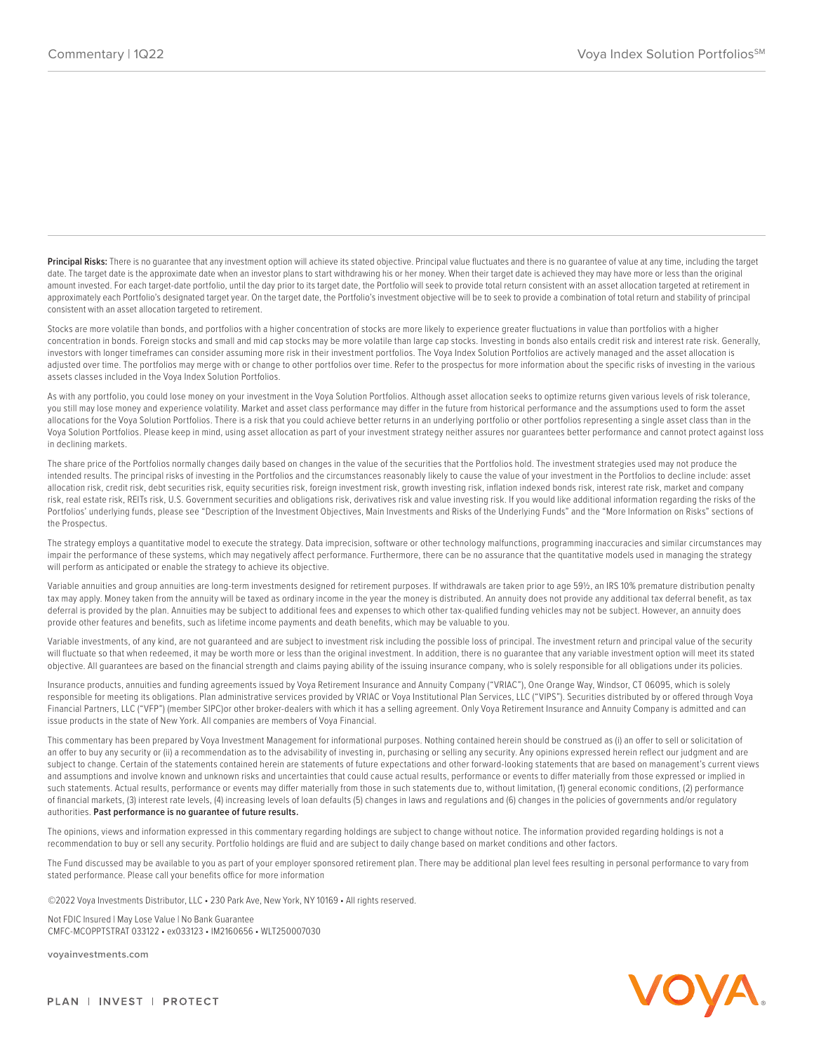**Principal Risks:** There is no guarantee that any investment option will achieve its stated objective. Principal value fluctuates and there is no guarantee of value at any time, including the target date. The target date is the approximate date when an investor plans to start withdrawing his or her money. When their target date is achieved they may have more or less than the original amount invested. For each target-date portfolio, until the day prior to its target date, the Portfolio will seek to provide total return consistent with an asset allocation targeted at retirement in approximately each Portfolio's designated target year. On the target date, the Portfolio's investment objective will be to seek to provide a combination of total return and stability of principal consistent with an asset allocation targeted to retirement.

Stocks are more volatile than bonds, and portfolios with a higher concentration of stocks are more likely to experience greater fluctuations in value than portfolios with a higher concentration in bonds. Foreign stocks and small and mid cap stocks may be more volatile than large cap stocks. Investing in bonds also entails credit risk and interest rate risk. Generally, investors with longer timeframes can consider assuming more risk in their investment portfolios. The Voya Index Solution Portfolios are actively managed and the asset allocation is adjusted over time. The portfolios may merge with or change to other portfolios over time. Refer to the prospectus for more information about the specific risks of investing in the various assets classes included in the Voya Index Solution Portfolios.

As with any portfolio, you could lose money on your investment in the Voya Solution Portfolios. Although asset allocation seeks to optimize returns given various levels of risk tolerance, you still may lose money and experience volatility. Market and asset class performance may differ in the future from historical performance and the assumptions used to form the asset allocations for the Voya Solution Portfolios. There is a risk that you could achieve better returns in an underlying portfolio or other portfolios representing a single asset class than in the Voya Solution Portfolios. Please keep in mind, using asset allocation as part of your investment strategy neither assures nor guarantees better performance and cannot protect against loss in declining markets.

The share price of the Portfolios normally changes daily based on changes in the value of the securities that the Portfolios hold. The investment strategies used may not produce the intended results. The principal risks of investing in the Portfolios and the circumstances reasonably likely to cause the value of your investment in the Portfolios to decline include: asset allocation risk, credit risk, debt securities risk, equity securities risk, foreign investment risk, growth investing risk, inflation indexed bonds risk, interest rate risk, market and company risk, real estate risk, REITs risk, U.S. Government securities and obligations risk, derivatives risk and value investing risk. If you would like additional information regarding the risks of the Portfolios' underlying funds, please see "Description of the Investment Objectives, Main Investments and Risks of the Underlying Funds" and the "More Information on Risks" sections of the Prospectus.

The strategy employs a quantitative model to execute the strategy. Data imprecision, software or other technology malfunctions, programming inaccuracies and similar circumstances may impair the performance of these systems, which may negatively affect performance. Furthermore, there can be no assurance that the quantitative models used in managing the strategy will perform as anticipated or enable the strategy to achieve its objective.

Variable annuities and group annuities are long-term investments designed for retirement purposes. If withdrawals are taken prior to age 59½, an IRS 10% premature distribution penalty tax may apply. Money taken from the annuity will be taxed as ordinary income in the year the money is distributed. An annuity does not provide any additional tax deferral benefit, as tax deferral is provided by the plan. Annuities may be subject to additional fees and expenses to which other tax-qualified funding vehicles may not be subject. However, an annuity does provide other features and benefits, such as lifetime income payments and death benefits, which may be valuable to you.

Variable investments, of any kind, are not guaranteed and are subject to investment risk including the possible loss of principal. The investment return and principal value of the security will fluctuate so that when redeemed, it may be worth more or less than the original investment. In addition, there is no guarantee that any variable investment option will meet its stated objective. All guarantees are based on the financial strength and claims paying ability of the issuing insurance company, who is solely responsible for all obligations under its policies.

Insurance products, annuities and funding agreements issued by Voya Retirement Insurance and Annuity Company ("VRIAC"), One Orange Way, Windsor, CT 06095, which is solely responsible for meeting its obligations. Plan administrative services provided by VRIAC or Voya Institutional Plan Services, LLC ("VIPS"). Securities distributed by or offered through Voya Financial Partners, LLC ("VFP") (member SIPC)or other broker-dealers with which it has a selling agreement. Only Voya Retirement Insurance and Annuity Company is admitted and can issue products in the state of New York. All companies are members of Voya Financial.

This commentary has been prepared by Voya Investment Management for informational purposes. Nothing contained herein should be construed as (i) an offer to sell or solicitation of an offer to buy any security or (ii) a recommendation as to the advisability of investing in, purchasing or selling any security. Any opinions expressed herein reflect our judgment and are subject to change. Certain of the statements contained herein are statements of future expectations and other forward-looking statements that are based on management's current views and assumptions and involve known and unknown risks and uncertainties that could cause actual results, performance or events to differ materially from those expressed or implied in such statements. Actual results, performance or events may differ materially from those in such statements due to, without limitation, (1) general economic conditions, (2) performance of financial markets, (3) interest rate levels, (4) increasing levels of loan defaults (5) changes in laws and regulations and (6) changes in the policies of governments and/or regulatory authorities. **Past performance is no guarantee of future results.**

The opinions, views and information expressed in this commentary regarding holdings are subject to change without notice. The information provided regarding holdings is not a recommendation to buy or sell any security. Portfolio holdings are fluid and are subject to daily change based on market conditions and other factors.

The Fund discussed may be available to you as part of your employer sponsored retirement plan. There may be additional plan level fees resulting in personal performance to vary from stated performance. Please call your benefits office for more information

©2022 Voya Investments Distributor, LLC • 230 Park Ave, New York, NY 10169 • All rights reserved.

Not FDIC Insured | May Lose Value | No Bank Guarantee
CMFC-MCOPPTSTRAT 033122 • ex033123 • IM2160656 • WLT250007030

**voyainvestments.com**

PLAN | INVEST | PROTECT

VOYA.